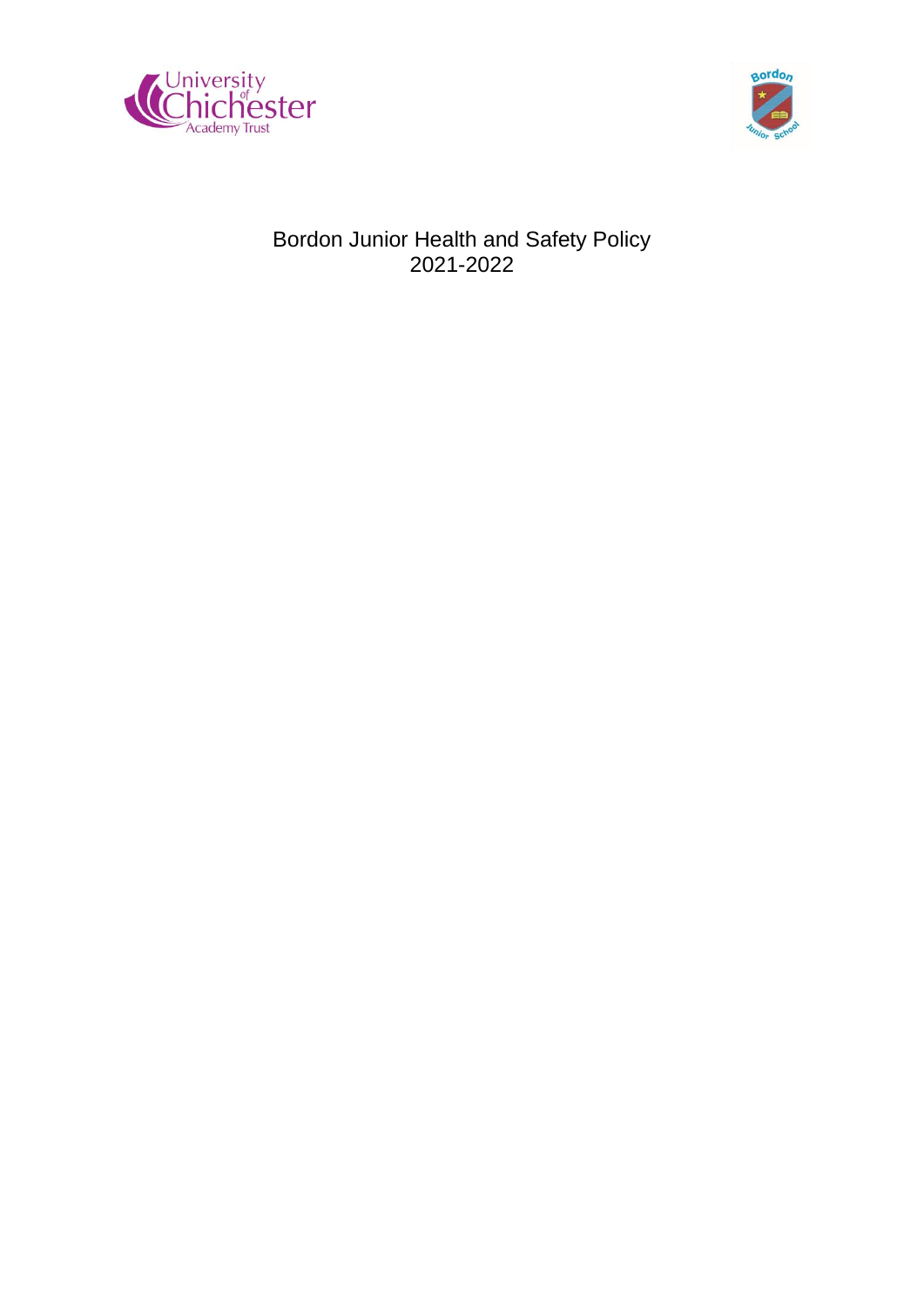# Bordon Junior Health and Safety Policy 2021-2022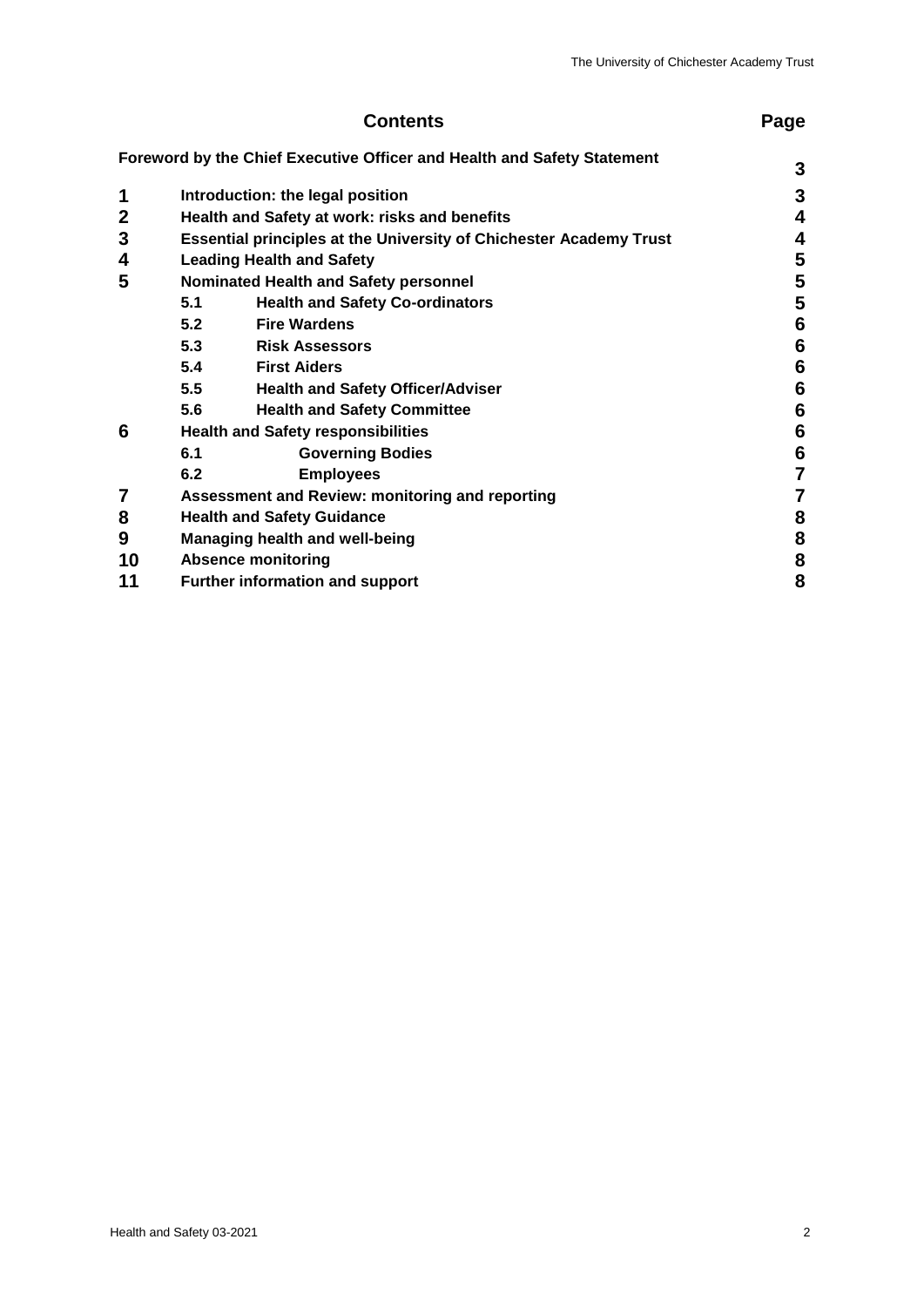# Contents

| | | Page |
|---|---|---|
| Foreword by the Chief Executive Officer and Health and Safety Statement | | 3 |
| **1** | **Introduction: the legal position** | **3** |
| **2** | **Health and Safety at work: risks and benefits** | **4** |
| **3** | **Essential principles at the University of Chichester Academy Trust** | **4** |
| **4** | **Leading Health and Safety** | **5** |
| **5** | **Nominated Health and Safety personnel** | **5** |
| | **5.1 Health and Safety Co-ordinators** | **5** |
| | **5.2 Fire Wardens** | **6** |
| | **5.3 Risk Assessors** | **6** |
| | **5.4 First Aiders** | **6** |
| | **5.5 Health and Safety Officer/Adviser** | **6** |
| | **5.6 Health and Safety Committee** | **6** |
| **6** | **Health and Safety responsibilities** | **6** |
| | **6.1 Governing Bodies** | **6** |
| | **6.2 Employees** | **7** |
| **7** | **Assessment and Review: monitoring and reporting** | **7** |
| **8** | **Health and Safety Guidance** | **8** |
| **9** | **Managing health and well-being** | **8** |
| **10** | **Absence monitoring** | **8** |
| **11** | **Further information and support** | **8** |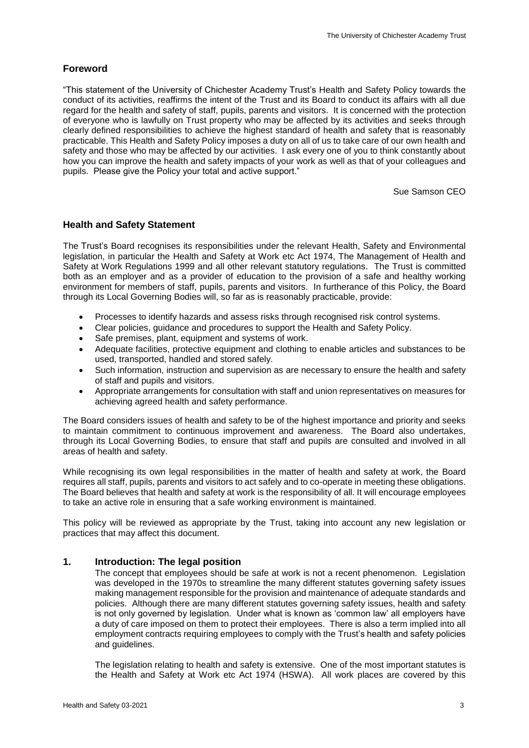## Foreword

"This statement of the University of Chichester Academy Trust's Health and Safety Policy towards the conduct of its activities, reaffirms the intent of the Trust and its Board to conduct its affairs with all due regard for the health and safety of staff, pupils, parents and visitors. It is concerned with the protection of everyone who is lawfully on Trust property who may be affected by its activities and seeks through clearly defined responsibilities to achieve the highest standard of health and safety that is reasonably practicable. This Health and Safety Policy imposes a duty on all of us to take care of our own health and safety and those who may be affected by our activities. I ask every one of you to think constantly about how you can improve the health and safety impacts of your work as well as that of your colleagues and pupils. Please give the Policy your total and active support."

Sue Samson CEO

## Health and Safety Statement

The Trust's Board recognises its responsibilities under the relevant Health, Safety and Environmental legislation, in particular the Health and Safety at Work etc Act 1974, The Management of Health and Safety at Work Regulations 1999 and all other relevant statutory regulations. The Trust is committed both as an employer and as a provider of education to the provision of a safe and healthy working environment for members of staff, pupils, parents and visitors. In furtherance of this Policy, the Board through its Local Governing Bodies will, so far as is reasonably practicable, provide:

- Processes to identify hazards and assess risks through recognised risk control systems.
- Clear policies, guidance and procedures to support the Health and Safety Policy.
- Safe premises, plant, equipment and systems of work.
- Adequate facilities, protective equipment and clothing to enable articles and substances to be used, transported, handled and stored safely.
- Such information, instruction and supervision as are necessary to ensure the health and safety of staff and pupils and visitors.
- Appropriate arrangements for consultation with staff and union representatives on measures for achieving agreed health and safety performance.

The Board considers issues of health and safety to be of the highest importance and priority and seeks to maintain commitment to continuous improvement and awareness. The Board also undertakes, through its Local Governing Bodies, to ensure that staff and pupils are consulted and involved in all areas of health and safety.

While recognising its own legal responsibilities in the matter of health and safety at work, the Board requires all staff, pupils, parents and visitors to act safely and to co-operate in meeting these obligations. The Board believes that health and safety at work is the responsibility of all. It will encourage employees to take an active role in ensuring that a safe working environment is maintained.

This policy will be reviewed as appropriate by the Trust, taking into account any new legislation or practices that may affect this document.

## 1. Introduction: The legal position

The concept that employees should be safe at work is not a recent phenomenon. Legislation was developed in the 1970s to streamline the many different statutes governing safety issues making management responsible for the provision and maintenance of adequate standards and policies. Although there are many different statutes governing safety issues, health and safety is not only governed by legislation. Under what is known as 'common law' all employers have a duty of care imposed on them to protect their employees. There is also a term implied into all employment contracts requiring employees to comply with the Trust's health and safety policies and guidelines.

The legislation relating to health and safety is extensive. One of the most important statutes is the Health and Safety at Work etc Act 1974 (HSWA). All work places are covered by this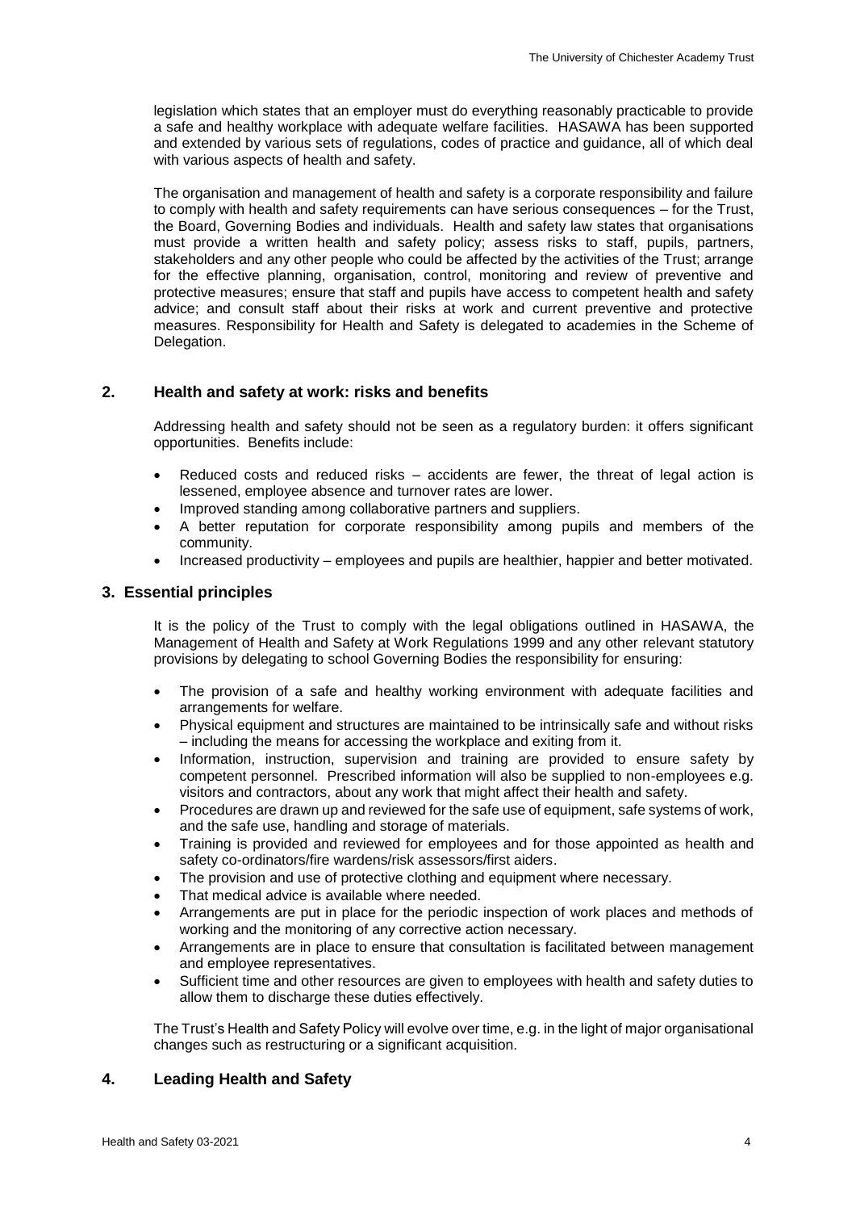legislation which states that an employer must do everything reasonably practicable to provide a safe and healthy workplace with adequate welfare facilities. HASAWA has been supported and extended by various sets of regulations, codes of practice and guidance, all of which deal with various aspects of health and safety.

The organisation and management of health and safety is a corporate responsibility and failure to comply with health and safety requirements can have serious consequences – for the Trust, the Board, Governing Bodies and individuals. Health and safety law states that organisations must provide a written health and safety policy; assess risks to staff, pupils, partners, stakeholders and any other people who could be affected by the activities of the Trust; arrange for the effective planning, organisation, control, monitoring and review of preventive and protective measures; ensure that staff and pupils have access to competent health and safety advice; and consult staff about their risks at work and current preventive and protective measures. Responsibility for Health and Safety is delegated to academies in the Scheme of Delegation.

## 2. Health and safety at work: risks and benefits

Addressing health and safety should not be seen as a regulatory burden: it offers significant opportunities. Benefits include:

- Reduced costs and reduced risks – accidents are fewer, the threat of legal action is lessened, employee absence and turnover rates are lower.
- Improved standing among collaborative partners and suppliers.
- A better reputation for corporate responsibility among pupils and members of the community.
- Increased productivity – employees and pupils are healthier, happier and better motivated.

## 3. Essential principles

It is the policy of the Trust to comply with the legal obligations outlined in HASAWA, the Management of Health and Safety at Work Regulations 1999 and any other relevant statutory provisions by delegating to school Governing Bodies the responsibility for ensuring:

- The provision of a safe and healthy working environment with adequate facilities and arrangements for welfare.
- Physical equipment and structures are maintained to be intrinsically safe and without risks – including the means for accessing the workplace and exiting from it.
- Information, instruction, supervision and training are provided to ensure safety by competent personnel. Prescribed information will also be supplied to non-employees e.g. visitors and contractors, about any work that might affect their health and safety.
- Procedures are drawn up and reviewed for the safe use of equipment, safe systems of work, and the safe use, handling and storage of materials.
- Training is provided and reviewed for employees and for those appointed as health and safety co-ordinators/fire wardens/risk assessors/first aiders.
- The provision and use of protective clothing and equipment where necessary.
- That medical advice is available where needed.
- Arrangements are put in place for the periodic inspection of work places and methods of working and the monitoring of any corrective action necessary.
- Arrangements are in place to ensure that consultation is facilitated between management and employee representatives.
- Sufficient time and other resources are given to employees with health and safety duties to allow them to discharge these duties effectively.

The Trust's Health and Safety Policy will evolve over time, e.g. in the light of major organisational changes such as restructuring or a significant acquisition.

## 4. Leading Health and Safety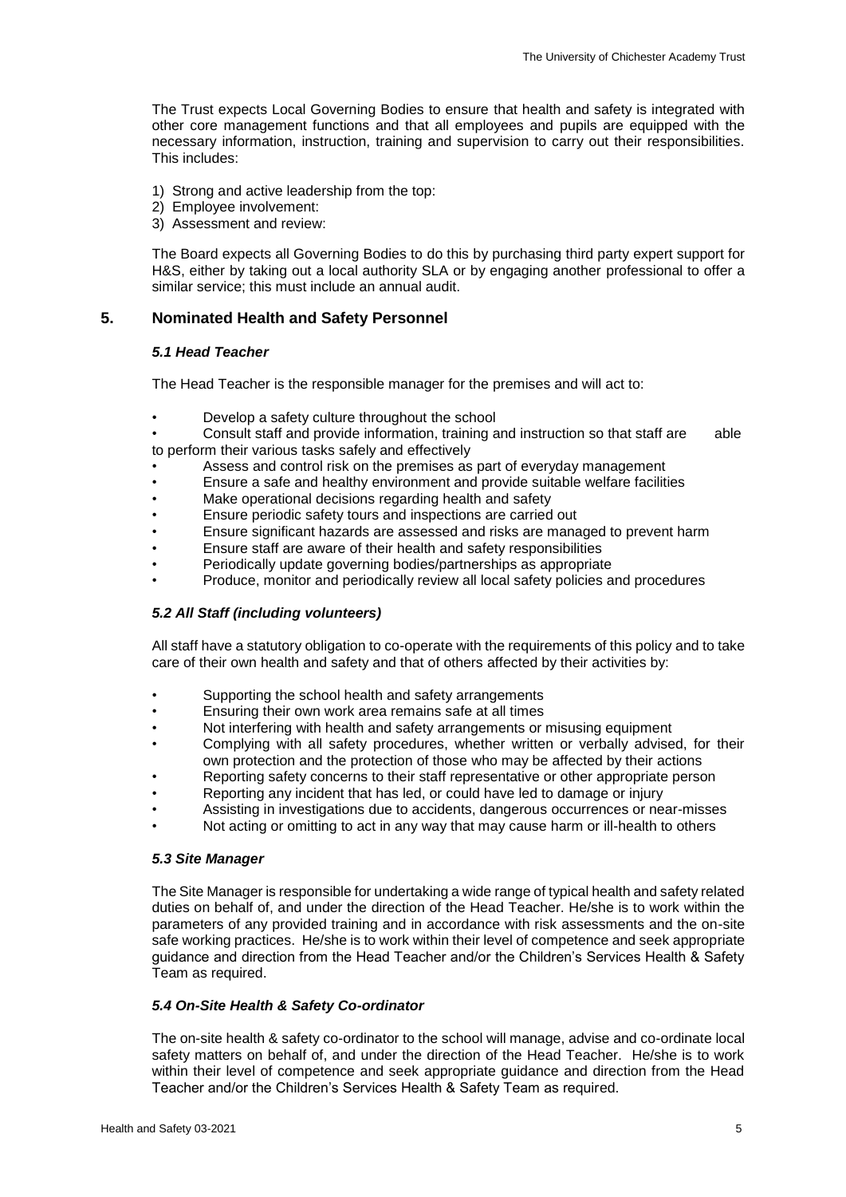The Trust expects Local Governing Bodies to ensure that health and safety is integrated with other core management functions and that all employees and pupils are equipped with the necessary information, instruction, training and supervision to carry out their responsibilities. This includes:

1) Strong and active leadership from the top:
2) Employee involvement:
3) Assessment and review:

The Board expects all Governing Bodies to do this by purchasing third party expert support for H&S, either by taking out a local authority SLA or by engaging another professional to offer a similar service; this must include an annual audit.

## 5. Nominated Health and Safety Personnel

### *5.1 Head Teacher*

The Head Teacher is the responsible manager for the premises and will act to:

- Develop a safety culture throughout the school
- Consult staff and provide information, training and instruction so that staff are able to perform their various tasks safely and effectively
- Assess and control risk on the premises as part of everyday management
- Ensure a safe and healthy environment and provide suitable welfare facilities
- Make operational decisions regarding health and safety
- Ensure periodic safety tours and inspections are carried out
- Ensure significant hazards are assessed and risks are managed to prevent harm
- Ensure staff are aware of their health and safety responsibilities
- Periodically update governing bodies/partnerships as appropriate
- Produce, monitor and periodically review all local safety policies and procedures

### *5.2 All Staff (including volunteers)*

All staff have a statutory obligation to co-operate with the requirements of this policy and to take care of their own health and safety and that of others affected by their activities by:

- Supporting the school health and safety arrangements
- Ensuring their own work area remains safe at all times
- Not interfering with health and safety arrangements or misusing equipment
- Complying with all safety procedures, whether written or verbally advised, for their own protection and the protection of those who may be affected by their actions
- Reporting safety concerns to their staff representative or other appropriate person
- Reporting any incident that has led, or could have led to damage or injury
- Assisting in investigations due to accidents, dangerous occurrences or near-misses
- Not acting or omitting to act in any way that may cause harm or ill-health to others

### *5.3 Site Manager*

The Site Manager is responsible for undertaking a wide range of typical health and safety related duties on behalf of, and under the direction of the Head Teacher. He/she is to work within the parameters of any provided training and in accordance with risk assessments and the on-site safe working practices. He/she is to work within their level of competence and seek appropriate guidance and direction from the Head Teacher and/or the Children's Services Health & Safety Team as required.

### *5.4 On-Site Health & Safety Co-ordinator*

The on-site health & safety co-ordinator to the school will manage, advise and co-ordinate local safety matters on behalf of, and under the direction of the Head Teacher. He/she is to work within their level of competence and seek appropriate guidance and direction from the Head Teacher and/or the Children's Services Health & Safety Team as required.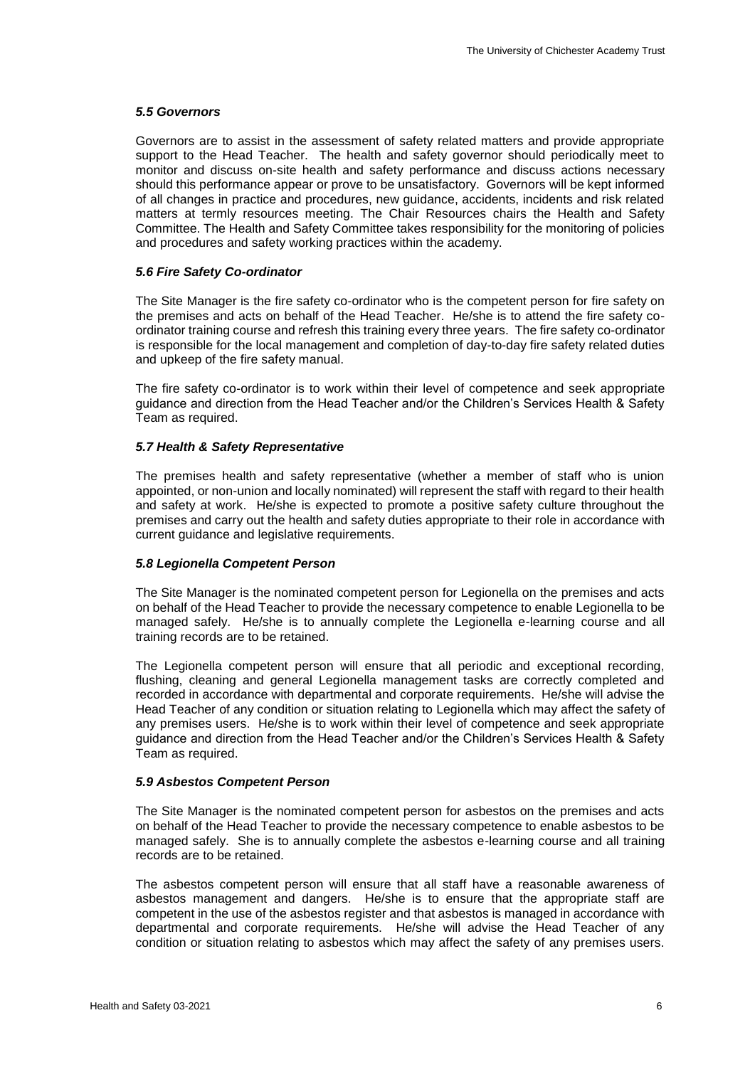### *5.5 Governors*

Governors are to assist in the assessment of safety related matters and provide appropriate support to the Head Teacher. The health and safety governor should periodically meet to monitor and discuss on-site health and safety performance and discuss actions necessary should this performance appear or prove to be unsatisfactory. Governors will be kept informed of all changes in practice and procedures, new guidance, accidents, incidents and risk related matters at termly resources meeting. The Chair Resources chairs the Health and Safety Committee. The Health and Safety Committee takes responsibility for the monitoring of policies and procedures and safety working practices within the academy.

### *5.6 Fire Safety Co-ordinator*

The Site Manager is the fire safety co-ordinator who is the competent person for fire safety on the premises and acts on behalf of the Head Teacher. He/she is to attend the fire safety co-ordinator training course and refresh this training every three years. The fire safety co-ordinator is responsible for the local management and completion of day-to-day fire safety related duties and upkeep of the fire safety manual.

The fire safety co-ordinator is to work within their level of competence and seek appropriate guidance and direction from the Head Teacher and/or the Children's Services Health & Safety Team as required.

### *5.7 Health & Safety Representative*

The premises health and safety representative (whether a member of staff who is union appointed, or non-union and locally nominated) will represent the staff with regard to their health and safety at work. He/she is expected to promote a positive safety culture throughout the premises and carry out the health and safety duties appropriate to their role in accordance with current guidance and legislative requirements.

### *5.8 Legionella Competent Person*

The Site Manager is the nominated competent person for Legionella on the premises and acts on behalf of the Head Teacher to provide the necessary competence to enable Legionella to be managed safely. He/she is to annually complete the Legionella e-learning course and all training records are to be retained.

The Legionella competent person will ensure that all periodic and exceptional recording, flushing, cleaning and general Legionella management tasks are correctly completed and recorded in accordance with departmental and corporate requirements. He/she will advise the Head Teacher of any condition or situation relating to Legionella which may affect the safety of any premises users. He/she is to work within their level of competence and seek appropriate guidance and direction from the Head Teacher and/or the Children's Services Health & Safety Team as required.

### *5.9 Asbestos Competent Person*

The Site Manager is the nominated competent person for asbestos on the premises and acts on behalf of the Head Teacher to provide the necessary competence to enable asbestos to be managed safely. She is to annually complete the asbestos e-learning course and all training records are to be retained.

The asbestos competent person will ensure that all staff have a reasonable awareness of asbestos management and dangers. He/she is to ensure that the appropriate staff are competent in the use of the asbestos register and that asbestos is managed in accordance with departmental and corporate requirements. He/she will advise the Head Teacher of any condition or situation relating to asbestos which may affect the safety of any premises users.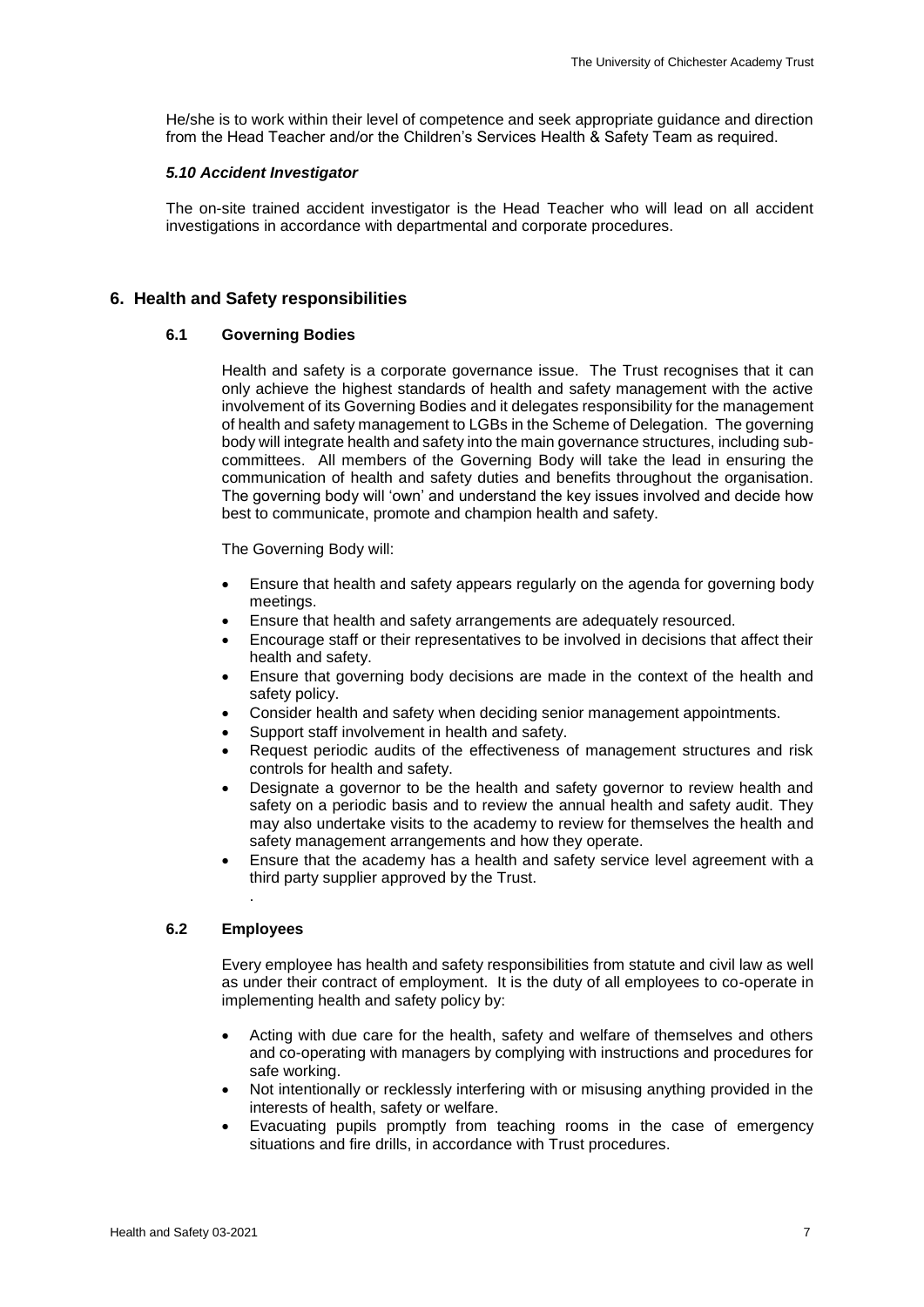He/she is to work within their level of competence and seek appropriate guidance and direction from the Head Teacher and/or the Children's Services Health & Safety Team as required.

#### *5.10 Accident Investigator*

The on-site trained accident investigator is the Head Teacher who will lead on all accident investigations in accordance with departmental and corporate procedures.

## 6. Health and Safety responsibilities

### 6.1 Governing Bodies

Health and safety is a corporate governance issue. The Trust recognises that it can only achieve the highest standards of health and safety management with the active involvement of its Governing Bodies and it delegates responsibility for the management of health and safety management to LGBs in the Scheme of Delegation. The governing body will integrate health and safety into the main governance structures, including sub-committees. All members of the Governing Body will take the lead in ensuring the communication of health and safety duties and benefits throughout the organisation. The governing body will 'own' and understand the key issues involved and decide how best to communicate, promote and champion health and safety.

The Governing Body will:

- Ensure that health and safety appears regularly on the agenda for governing body meetings.
- Ensure that health and safety arrangements are adequately resourced.
- Encourage staff or their representatives to be involved in decisions that affect their health and safety.
- Ensure that governing body decisions are made in the context of the health and safety policy.
- Consider health and safety when deciding senior management appointments.
- Support staff involvement in health and safety.
- Request periodic audits of the effectiveness of management structures and risk controls for health and safety.
- Designate a governor to be the health and safety governor to review health and safety on a periodic basis and to review the annual health and safety audit. They may also undertake visits to the academy to review for themselves the health and safety management arrangements and how they operate.
- Ensure that the academy has a health and safety service level agreement with a third party supplier approved by the Trust.

.

### 6.2 Employees

Every employee has health and safety responsibilities from statute and civil law as well as under their contract of employment. It is the duty of all employees to co-operate in implementing health and safety policy by:

- Acting with due care for the health, safety and welfare of themselves and others and co-operating with managers by complying with instructions and procedures for safe working.
- Not intentionally or recklessly interfering with or misusing anything provided in the interests of health, safety or welfare.
- Evacuating pupils promptly from teaching rooms in the case of emergency situations and fire drills, in accordance with Trust procedures.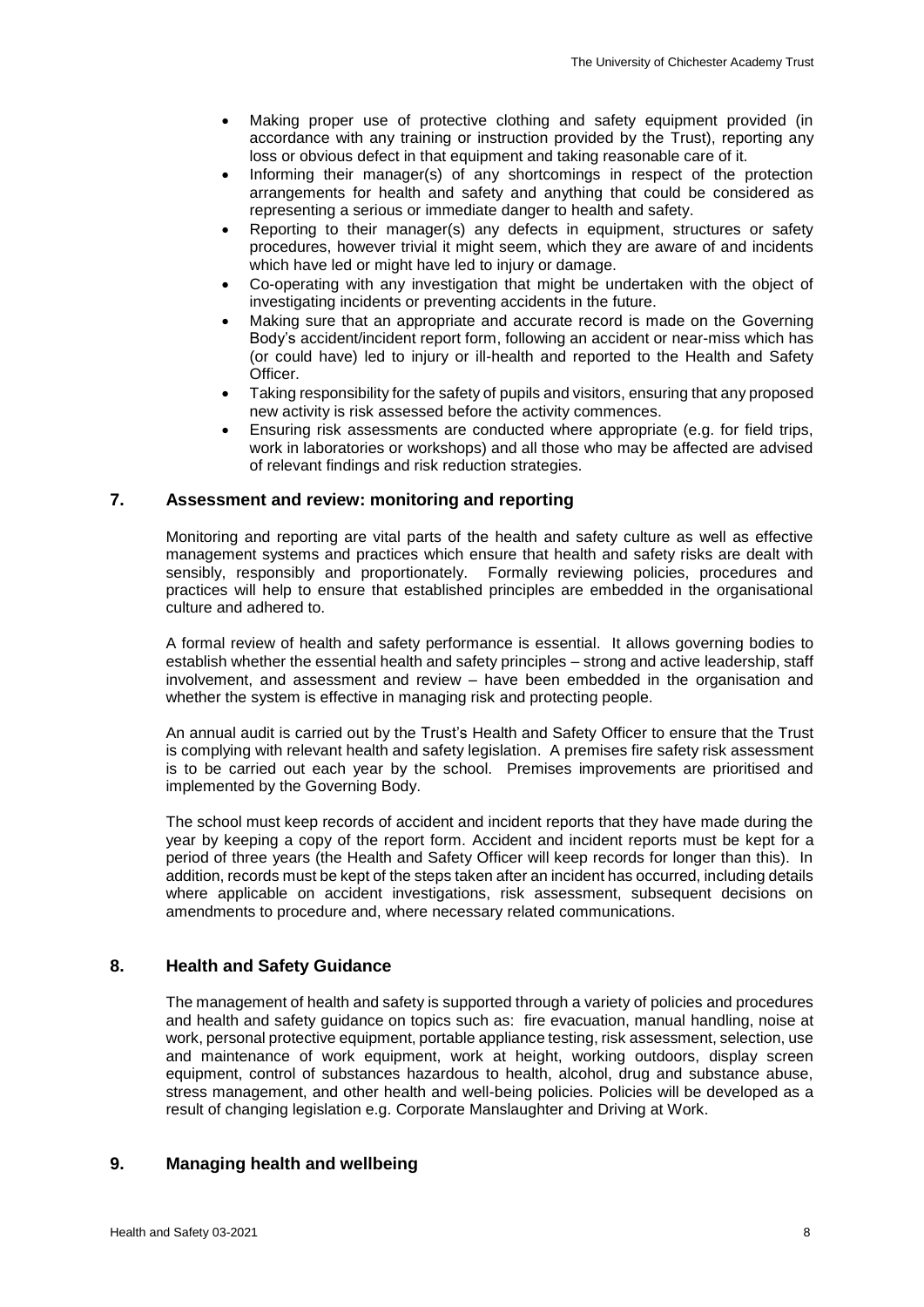- Making proper use of protective clothing and safety equipment provided (in accordance with any training or instruction provided by the Trust), reporting any loss or obvious defect in that equipment and taking reasonable care of it.
- Informing their manager(s) of any shortcomings in respect of the protection arrangements for health and safety and anything that could be considered as representing a serious or immediate danger to health and safety.
- Reporting to their manager(s) any defects in equipment, structures or safety procedures, however trivial it might seem, which they are aware of and incidents which have led or might have led to injury or damage.
- Co-operating with any investigation that might be undertaken with the object of investigating incidents or preventing accidents in the future.
- Making sure that an appropriate and accurate record is made on the Governing Body's accident/incident report form, following an accident or near-miss which has (or could have) led to injury or ill-health and reported to the Health and Safety Officer.
- Taking responsibility for the safety of pupils and visitors, ensuring that any proposed new activity is risk assessed before the activity commences.
- Ensuring risk assessments are conducted where appropriate (e.g. for field trips, work in laboratories or workshops) and all those who may be affected are advised of relevant findings and risk reduction strategies.

## 7. Assessment and review: monitoring and reporting

Monitoring and reporting are vital parts of the health and safety culture as well as effective management systems and practices which ensure that health and safety risks are dealt with sensibly, responsibly and proportionately. Formally reviewing policies, procedures and practices will help to ensure that established principles are embedded in the organisational culture and adhered to.

A formal review of health and safety performance is essential. It allows governing bodies to establish whether the essential health and safety principles – strong and active leadership, staff involvement, and assessment and review – have been embedded in the organisation and whether the system is effective in managing risk and protecting people.

An annual audit is carried out by the Trust's Health and Safety Officer to ensure that the Trust is complying with relevant health and safety legislation. A premises fire safety risk assessment is to be carried out each year by the school. Premises improvements are prioritised and implemented by the Governing Body.

The school must keep records of accident and incident reports that they have made during the year by keeping a copy of the report form. Accident and incident reports must be kept for a period of three years (the Health and Safety Officer will keep records for longer than this). In addition, records must be kept of the steps taken after an incident has occurred, including details where applicable on accident investigations, risk assessment, subsequent decisions on amendments to procedure and, where necessary related communications.

## 8. Health and Safety Guidance

The management of health and safety is supported through a variety of policies and procedures and health and safety guidance on topics such as: fire evacuation, manual handling, noise at work, personal protective equipment, portable appliance testing, risk assessment, selection, use and maintenance of work equipment, work at height, working outdoors, display screen equipment, control of substances hazardous to health, alcohol, drug and substance abuse, stress management, and other health and well-being policies. Policies will be developed as a result of changing legislation e.g. Corporate Manslaughter and Driving at Work.

## 9. Managing health and wellbeing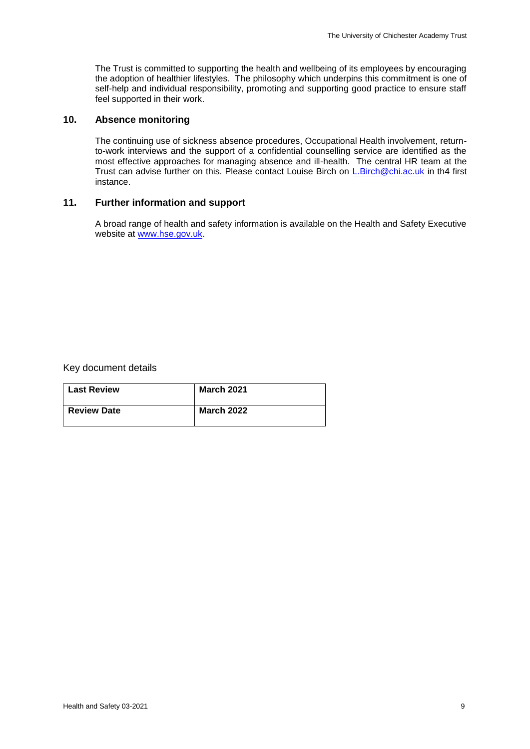The Trust is committed to supporting the health and wellbeing of its employees by encouraging the adoption of healthier lifestyles. The philosophy which underpins this commitment is one of self-help and individual responsibility, promoting and supporting good practice to ensure staff feel supported in their work.

## 10. Absence monitoring

The continuing use of sickness absence procedures, Occupational Health involvement, return-to-work interviews and the support of a confidential counselling service are identified as the most effective approaches for managing absence and ill-health. The central HR team at the Trust can advise further on this. Please contact Louise Birch on L.Birch@chi.ac.uk in th4 first instance.

## 11. Further information and support

A broad range of health and safety information is available on the Health and Safety Executive website at www.hse.gov.uk.

Key document details

| | |
|---|---|
| **Last Review** | **March 2021** |
| **Review Date** | **March 2022** |